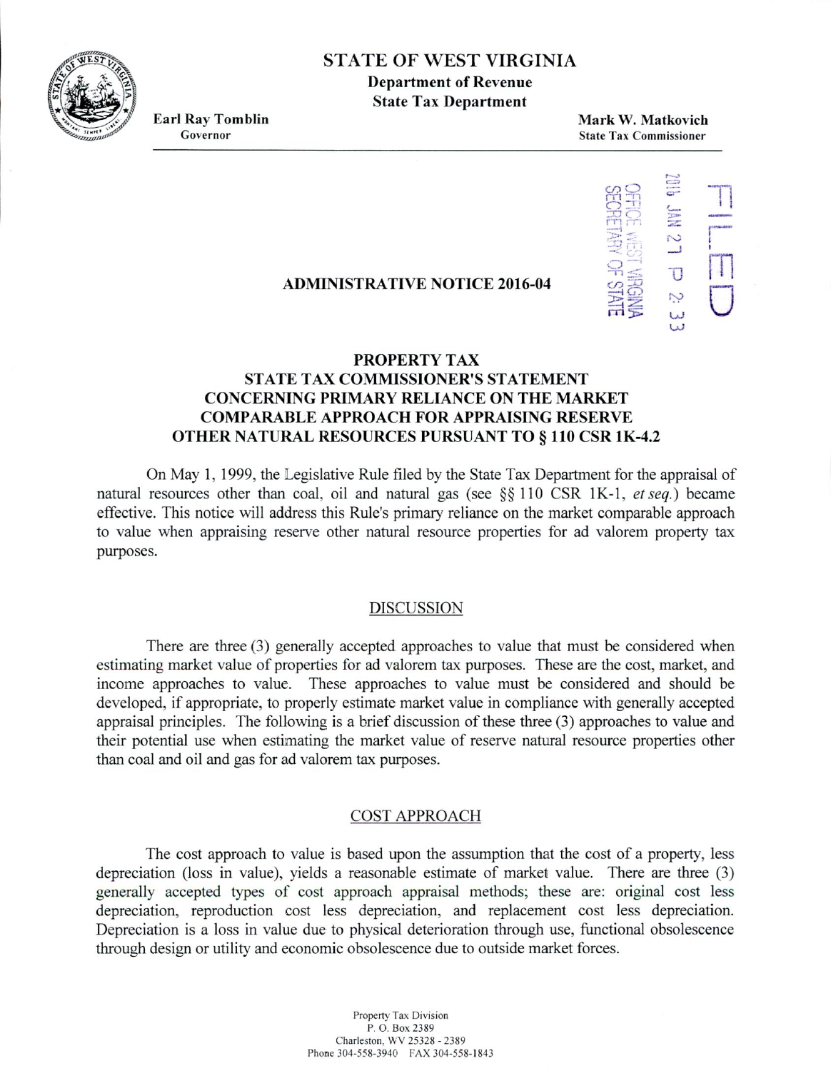# STATE OF WEST VIRGINIA

**Department of Revenue**
**State Tax Department**

**Earl Ray Tomblin**
Governor

**Mark W. Matkovich**
State Tax Commissioner

FILED
2016 JAN 27 P 2: 33
OFFICE WEST VIRGINIA
SECRETARY OF STATE

## ADMINISTRATIVE NOTICE 2016-04

## PROPERTY TAX
## STATE TAX COMMISSIONER'S STATEMENT CONCERNING PRIMARY RELIANCE ON THE MARKET COMPARABLE APPROACH FOR APPRAISING RESERVE OTHER NATURAL RESOURCES PURSUANT TO § 110 CSR 1K-4.2

On May 1, 1999, the Legislative Rule filed by the State Tax Department for the appraisal of natural resources other than coal, oil and natural gas (see §§ 110 CSR 1K-1, *et seq.*) became effective. This notice will address this Rule's primary reliance on the market comparable approach to value when appraising reserve other natural resource properties for ad valorem property tax purposes.

### DISCUSSION

There are three (3) generally accepted approaches to value that must be considered when estimating market value of properties for ad valorem tax purposes. These are the cost, market, and income approaches to value. These approaches to value must be considered and should be developed, if appropriate, to properly estimate market value in compliance with generally accepted appraisal principles. The following is a brief discussion of these three (3) approaches to value and their potential use when estimating the market value of reserve natural resource properties other than coal and oil and gas for ad valorem tax purposes.

### COST APPROACH

The cost approach to value is based upon the assumption that the cost of a property, less depreciation (loss in value), yields a reasonable estimate of market value. There are three (3) generally accepted types of cost approach appraisal methods; these are: original cost less depreciation, reproduction cost less depreciation, and replacement cost less depreciation. Depreciation is a loss in value due to physical deterioration through use, functional obsolescence through design or utility and economic obsolescence due to outside market forces.

Property Tax Division
P. O. Box 2389
Charleston, WV 25328 - 2389
Phone 304-558-3940 FAX 304-558-1843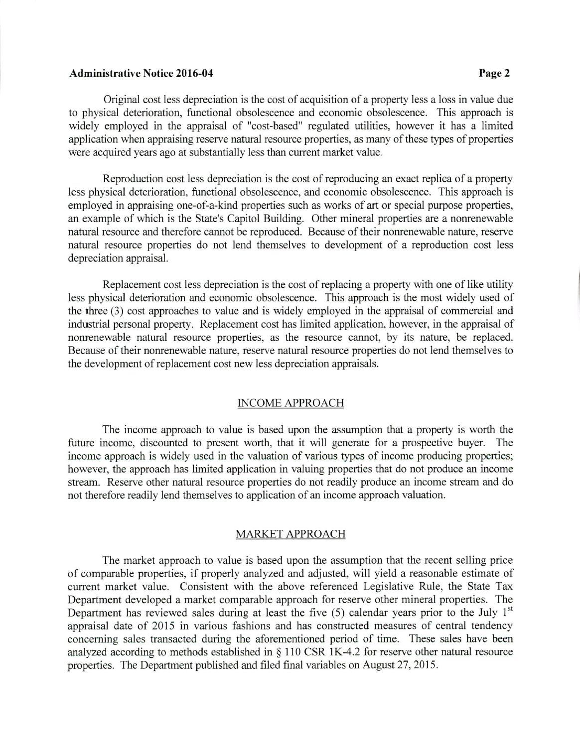Original cost less depreciation is the cost of acquisition of a property less a loss in value due to physical deterioration, functional obsolescence and economic obsolescence. This approach is widely employed in the appraisal of "cost-based" regulated utilities, however it has a limited application when appraising reserve natural resource properties, as many of these types of properties were acquired years ago at substantially less than current market value.

Reproduction cost less depreciation is the cost of reproducing an exact replica of a property less physical deterioration, functional obsolescence, and economic obsolescence. This approach is employed in appraising one-of-a-kind properties such as works of art or special purpose properties, an example of which is the State's Capitol Building. Other mineral properties are a nonrenewable natural resource and therefore cannot be reproduced. Because of their nonrenewable nature, reserve natural resource properties do not lend themselves to development of a reproduction cost less depreciation appraisal.

Replacement cost less depreciation is the cost of replacing a property with one of like utility less physical deterioration and economic obsolescence. This approach is the most widely used of the three (3) cost approaches to value and is widely employed in the appraisal of commercial and industrial personal property. Replacement cost has limited application, however, in the appraisal of nonrenewable natural resource properties, as the resource cannot, by its nature, be replaced. Because of their nonrenewable nature, reserve natural resource properties do not lend themselves to the development of replacement cost new less depreciation appraisals.

## INCOME APPROACH

The income approach to value is based upon the assumption that a property is worth the future income, discounted to present worth, that it will generate for a prospective buyer. The income approach is widely used in the valuation of various types of income producing properties; however, the approach has limited application in valuing properties that do not produce an income stream. Reserve other natural resource properties do not readily produce an income stream and do not therefore readily lend themselves to application of an income approach valuation.

## MARKET APPROACH

The market approach to value is based upon the assumption that the recent selling price of comparable properties, if properly analyzed and adjusted, will yield a reasonable estimate of current market value. Consistent with the above referenced Legislative Rule, the State Tax Department developed a market comparable approach for reserve other mineral properties. The Department has reviewed sales during at least the five (5) calendar years prior to the July 1st appraisal date of 2015 in various fashions and has constructed measures of central tendency concerning sales transacted during the aforementioned period of time. These sales have been analyzed according to methods established in § 110 CSR 1K-4.2 for reserve other natural resource properties. The Department published and filed final variables on August 27, 2015.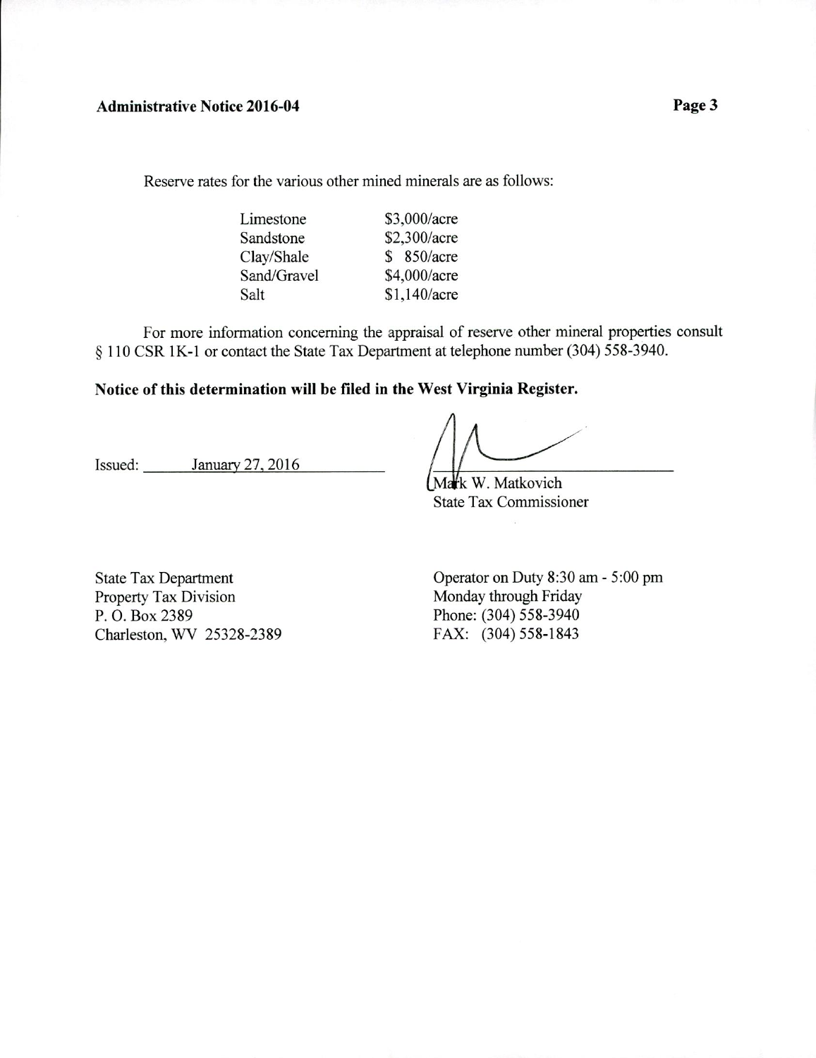Reserve rates for the various other mined minerals are as follows:

| | |
|---|---|
| Limestone | $3,000/acre |
| Sandstone | $2,300/acre |
| Clay/Shale | $ 850/acre |
| Sand/Gravel | $4,000/acre |
| Salt | $1,140/acre |

For more information concerning the appraisal of reserve other mineral properties consult § 110 CSR 1K-1 or contact the State Tax Department at telephone number (304) 558-3940.

**Notice of this determination will be filed in the West Virginia Register.**

Issued: January 27, 2016

Mark W. Matkovich
State Tax Commissioner

State Tax Department
Property Tax Division
P. O. Box 2389
Charleston, WV 25328-2389

Operator on Duty 8:30 am - 5:00 pm
Monday through Friday
Phone: (304) 558-3940
FAX: (304) 558-1843